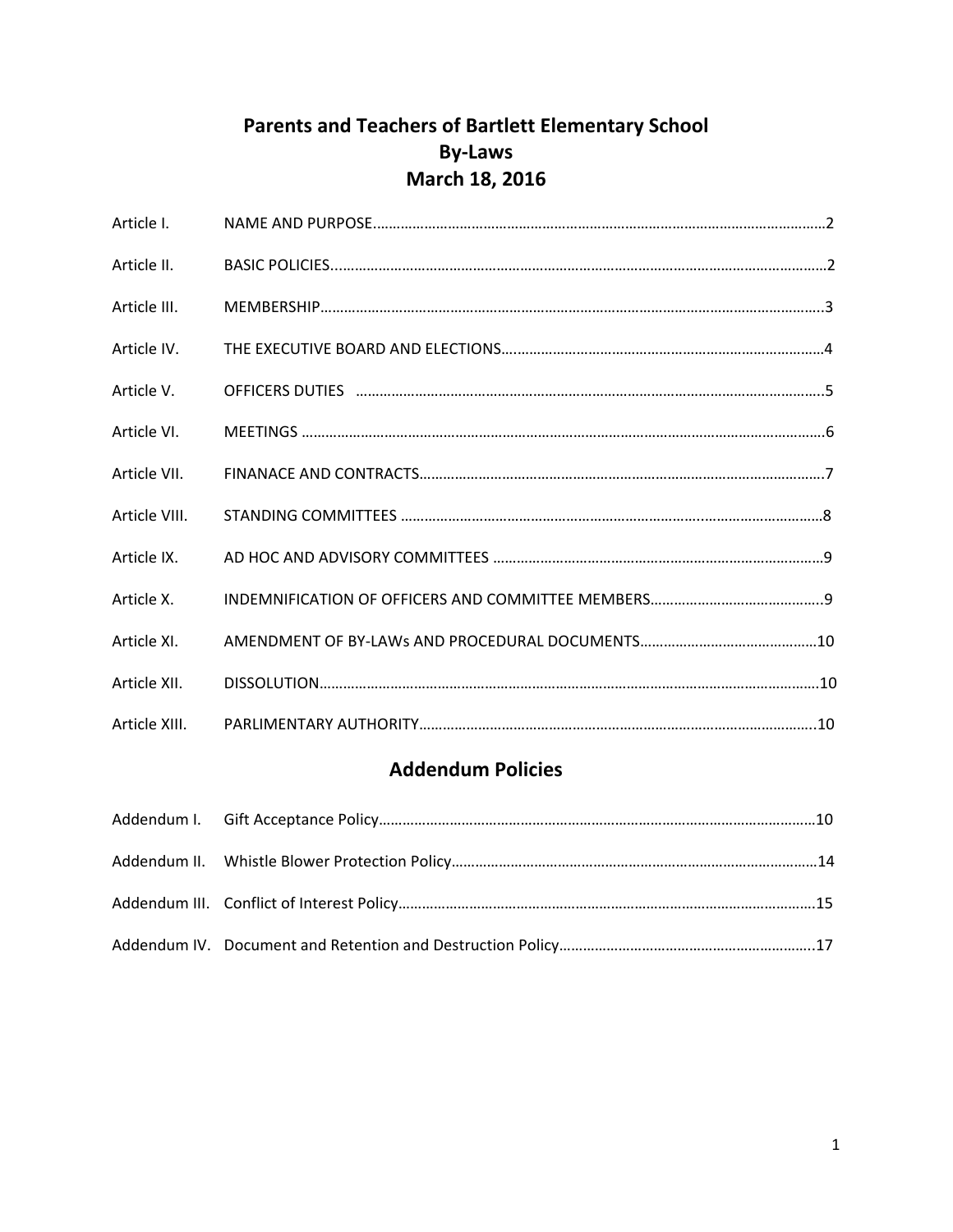# Parents and Teachers of Bartlett Elementary School
# By-Laws
# March 18, 2016

| | | |
|---|---|---|
| Article I. | NAME AND PURPOSE | 2 |
| Article II. | BASIC POLICIES | 2 |
| Article III. | MEMBERSHIP | 3 |
| Article IV. | THE EXECUTIVE BOARD AND ELECTIONS | 4 |
| Article V. | OFFICERS DUTIES | 5 |
| Article VI. | MEETINGS | 6 |
| Article VII. | FINANACE AND CONTRACTS | 7 |
| Article VIII. | STANDING COMMITTEES | 8 |
| Article IX. | AD HOC AND ADVISORY COMMITTEES | 9 |
| Article X. | INDEMNIFICATION OF OFFICERS AND COMMITTEE MEMBERS | 9 |
| Article XI. | AMENDMENT OF BY-LAWs AND PROCEDURAL DOCUMENTS | 10 |
| Article XII. | DISSOLUTION | 10 |
| Article XIII. | PARLIMENTARY AUTHORITY | 10 |

## Addendum Policies

| | | |
|---|---|---|
| Addendum I. | Gift Acceptance Policy | 10 |
| Addendum II. | Whistle Blower Protection Policy | 14 |
| Addendum III. | Conflict of Interest Policy | 15 |
| Addendum IV. | Document and Retention and Destruction Policy | 17 |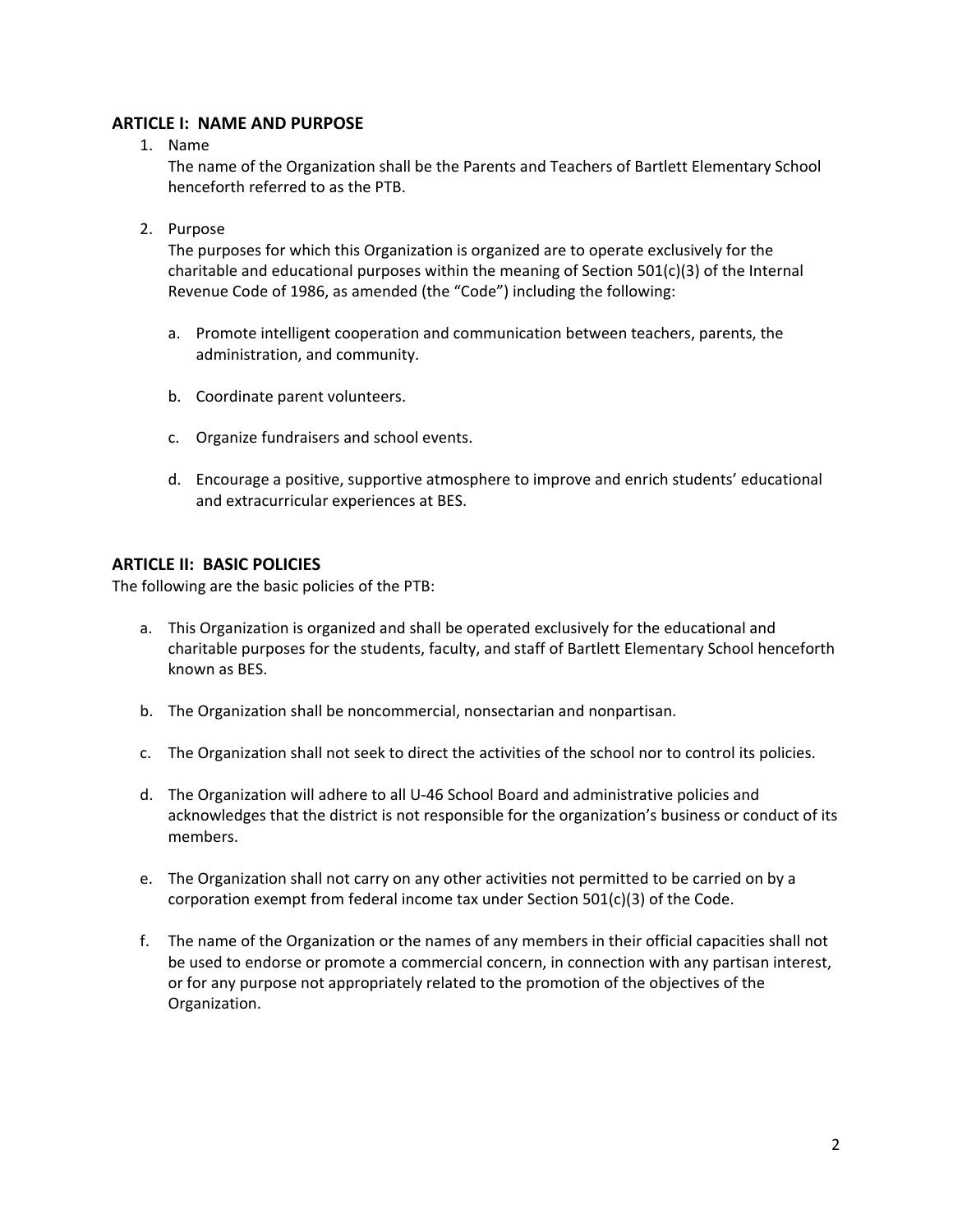## ARTICLE I: NAME AND PURPOSE

1. Name

   The name of the Organization shall be the Parents and Teachers of Bartlett Elementary School henceforth referred to as the PTB.

2. Purpose

   The purposes for which this Organization is organized are to operate exclusively for the charitable and educational purposes within the meaning of Section 501(c)(3) of the Internal Revenue Code of 1986, as amended (the "Code") including the following:

   a. Promote intelligent cooperation and communication between teachers, parents, the administration, and community.

   b. Coordinate parent volunteers.

   c. Organize fundraisers and school events.

   d. Encourage a positive, supportive atmosphere to improve and enrich students' educational and extracurricular experiences at BES.

## ARTICLE II: BASIC POLICIES

The following are the basic policies of the PTB:

a. This Organization is organized and shall be operated exclusively for the educational and charitable purposes for the students, faculty, and staff of Bartlett Elementary School henceforth known as BES.

b. The Organization shall be noncommercial, nonsectarian and nonpartisan.

c. The Organization shall not seek to direct the activities of the school nor to control its policies.

d. The Organization will adhere to all U-46 School Board and administrative policies and acknowledges that the district is not responsible for the organization's business or conduct of its members.

e. The Organization shall not carry on any other activities not permitted to be carried on by a corporation exempt from federal income tax under Section 501(c)(3) of the Code.

f. The name of the Organization or the names of any members in their official capacities shall not be used to endorse or promote a commercial concern, in connection with any partisan interest, or for any purpose not appropriately related to the promotion of the objectives of the Organization.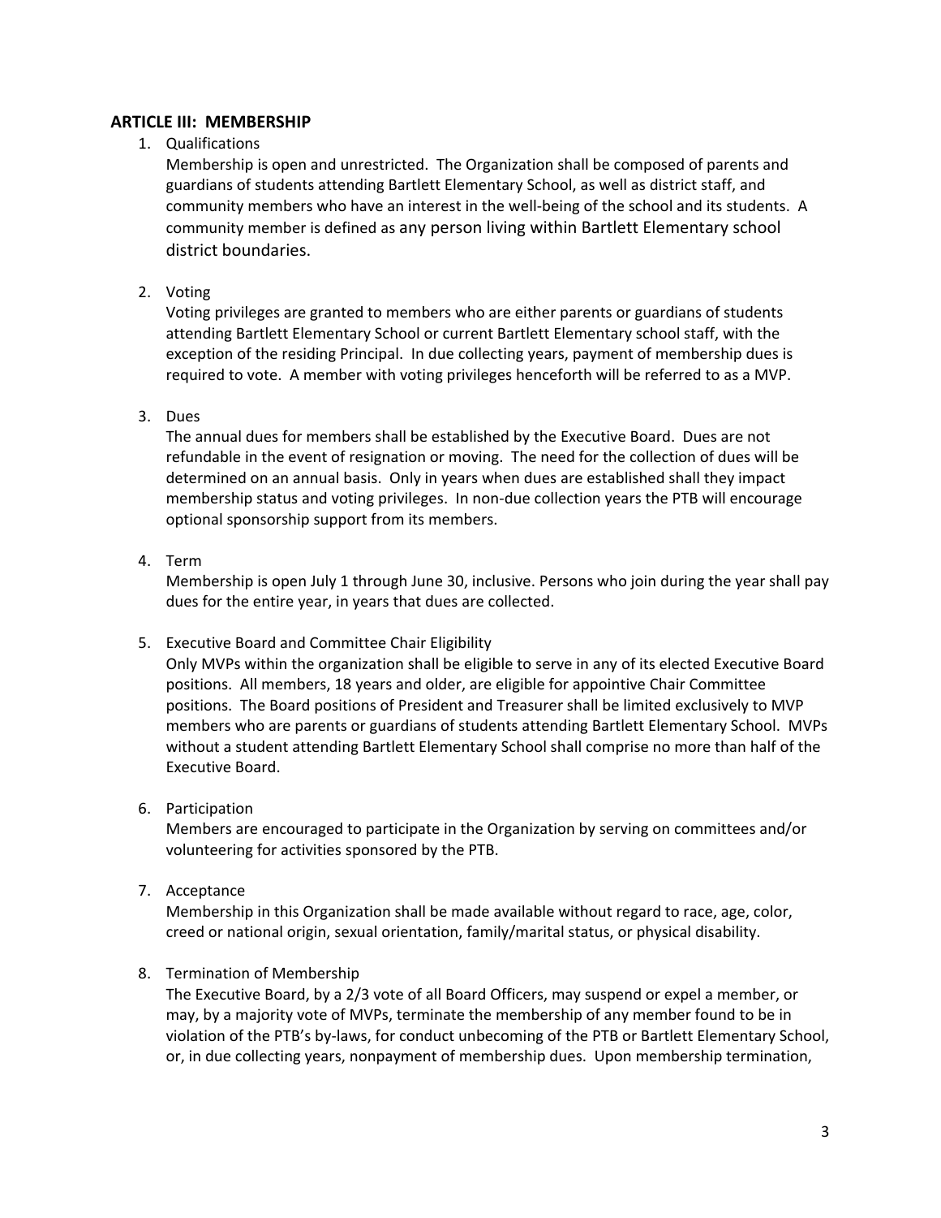## ARTICLE III: MEMBERSHIP

1. Qualifications

   Membership is open and unrestricted. The Organization shall be composed of parents and guardians of students attending Bartlett Elementary School, as well as district staff, and community members who have an interest in the well-being of the school and its students. A community member is defined as any person living within Bartlett Elementary school district boundaries.

2. Voting

   Voting privileges are granted to members who are either parents or guardians of students attending Bartlett Elementary School or current Bartlett Elementary school staff, with the exception of the residing Principal. In due collecting years, payment of membership dues is required to vote. A member with voting privileges henceforth will be referred to as a MVP.

3. Dues

   The annual dues for members shall be established by the Executive Board. Dues are not refundable in the event of resignation or moving. The need for the collection of dues will be determined on an annual basis. Only in years when dues are established shall they impact membership status and voting privileges. In non-due collection years the PTB will encourage optional sponsorship support from its members.

4. Term

   Membership is open July 1 through June 30, inclusive. Persons who join during the year shall pay dues for the entire year, in years that dues are collected.

5. Executive Board and Committee Chair Eligibility

   Only MVPs within the organization shall be eligible to serve in any of its elected Executive Board positions. All members, 18 years and older, are eligible for appointive Chair Committee positions. The Board positions of President and Treasurer shall be limited exclusively to MVP members who are parents or guardians of students attending Bartlett Elementary School. MVPs without a student attending Bartlett Elementary School shall comprise no more than half of the Executive Board.

6. Participation

   Members are encouraged to participate in the Organization by serving on committees and/or volunteering for activities sponsored by the PTB.

7. Acceptance

   Membership in this Organization shall be made available without regard to race, age, color, creed or national origin, sexual orientation, family/marital status, or physical disability.

8. Termination of Membership

   The Executive Board, by a 2/3 vote of all Board Officers, may suspend or expel a member, or may, by a majority vote of MVPs, terminate the membership of any member found to be in violation of the PTB's by-laws, for conduct unbecoming of the PTB or Bartlett Elementary School, or, in due collecting years, nonpayment of membership dues. Upon membership termination,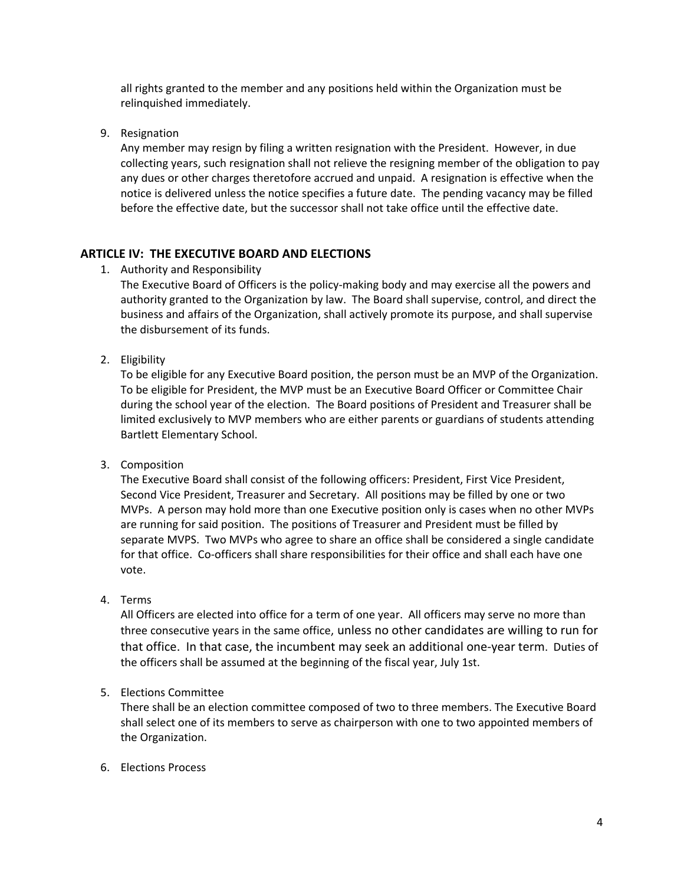all rights granted to the member and any positions held within the Organization must be relinquished immediately.

9. Resignation
   Any member may resign by filing a written resignation with the President. However, in due collecting years, such resignation shall not relieve the resigning member of the obligation to pay any dues or other charges theretofore accrued and unpaid. A resignation is effective when the notice is delivered unless the notice specifies a future date. The pending vacancy may be filled before the effective date, but the successor shall not take office until the effective date.

## ARTICLE IV: THE EXECUTIVE BOARD AND ELECTIONS

1. Authority and Responsibility
   The Executive Board of Officers is the policy-making body and may exercise all the powers and authority granted to the Organization by law. The Board shall supervise, control, and direct the business and affairs of the Organization, shall actively promote its purpose, and shall supervise the disbursement of its funds.

2. Eligibility
   To be eligible for any Executive Board position, the person must be an MVP of the Organization. To be eligible for President, the MVP must be an Executive Board Officer or Committee Chair during the school year of the election. The Board positions of President and Treasurer shall be limited exclusively to MVP members who are either parents or guardians of students attending Bartlett Elementary School.

3. Composition
   The Executive Board shall consist of the following officers: President, First Vice President, Second Vice President, Treasurer and Secretary. All positions may be filled by one or two MVPs. A person may hold more than one Executive position only is cases when no other MVPs are running for said position. The positions of Treasurer and President must be filled by separate MVPS. Two MVPs who agree to share an office shall be considered a single candidate for that office. Co-officers shall share responsibilities for their office and shall each have one vote.

4. Terms
   All Officers are elected into office for a term of one year. All officers may serve no more than three consecutive years in the same office, unless no other candidates are willing to run for that office. In that case, the incumbent may seek an additional one-year term. Duties of the officers shall be assumed at the beginning of the fiscal year, July 1st.

5. Elections Committee
   There shall be an election committee composed of two to three members. The Executive Board shall select one of its members to serve as chairperson with one to two appointed members of the Organization.

6. Elections Process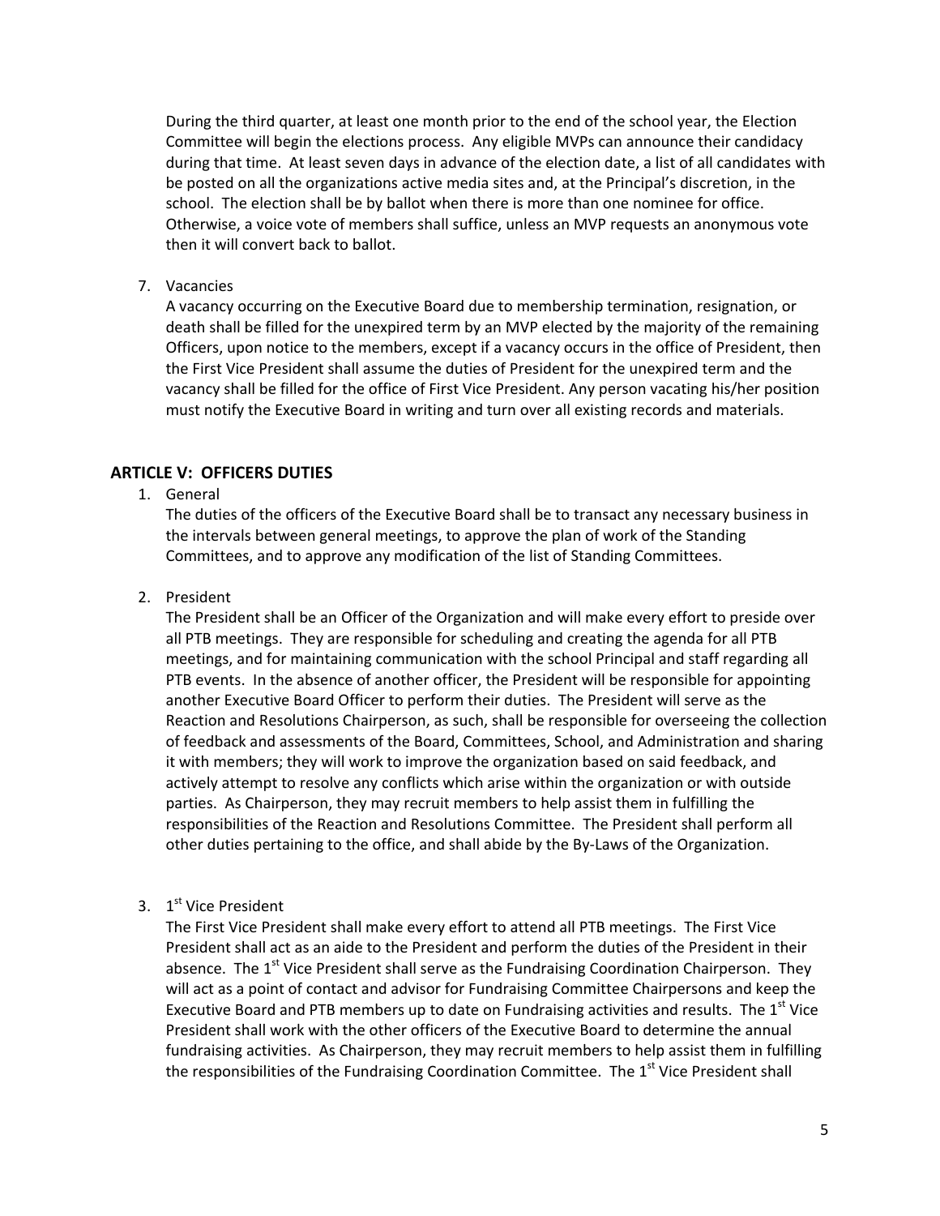During the third quarter, at least one month prior to the end of the school year, the Election Committee will begin the elections process. Any eligible MVPs can announce their candidacy during that time. At least seven days in advance of the election date, a list of all candidates with be posted on all the organizations active media sites and, at the Principal's discretion, in the school. The election shall be by ballot when there is more than one nominee for office. Otherwise, a voice vote of members shall suffice, unless an MVP requests an anonymous vote then it will convert back to ballot.

7. Vacancies

   A vacancy occurring on the Executive Board due to membership termination, resignation, or death shall be filled for the unexpired term by an MVP elected by the majority of the remaining Officers, upon notice to the members, except if a vacancy occurs in the office of President, then the First Vice President shall assume the duties of President for the unexpired term and the vacancy shall be filled for the office of First Vice President. Any person vacating his/her position must notify the Executive Board in writing and turn over all existing records and materials.

## ARTICLE V: OFFICERS DUTIES

1. General

   The duties of the officers of the Executive Board shall be to transact any necessary business in the intervals between general meetings, to approve the plan of work of the Standing Committees, and to approve any modification of the list of Standing Committees.

2. President

   The President shall be an Officer of the Organization and will make every effort to preside over all PTB meetings. They are responsible for scheduling and creating the agenda for all PTB meetings, and for maintaining communication with the school Principal and staff regarding all PTB events. In the absence of another officer, the President will be responsible for appointing another Executive Board Officer to perform their duties. The President will serve as the Reaction and Resolutions Chairperson, as such, shall be responsible for overseeing the collection of feedback and assessments of the Board, Committees, School, and Administration and sharing it with members; they will work to improve the organization based on said feedback, and actively attempt to resolve any conflicts which arise within the organization or with outside parties. As Chairperson, they may recruit members to help assist them in fulfilling the responsibilities of the Reaction and Resolutions Committee. The President shall perform all other duties pertaining to the office, and shall abide by the By-Laws of the Organization.

3. 1st Vice President

   The First Vice President shall make every effort to attend all PTB meetings. The First Vice President shall act as an aide to the President and perform the duties of the President in their absence. The 1st Vice President shall serve as the Fundraising Coordination Chairperson. They will act as a point of contact and advisor for Fundraising Committee Chairpersons and keep the Executive Board and PTB members up to date on Fundraising activities and results. The 1st Vice President shall work with the other officers of the Executive Board to determine the annual fundraising activities. As Chairperson, they may recruit members to help assist them in fulfilling the responsibilities of the Fundraising Coordination Committee. The 1st Vice President shall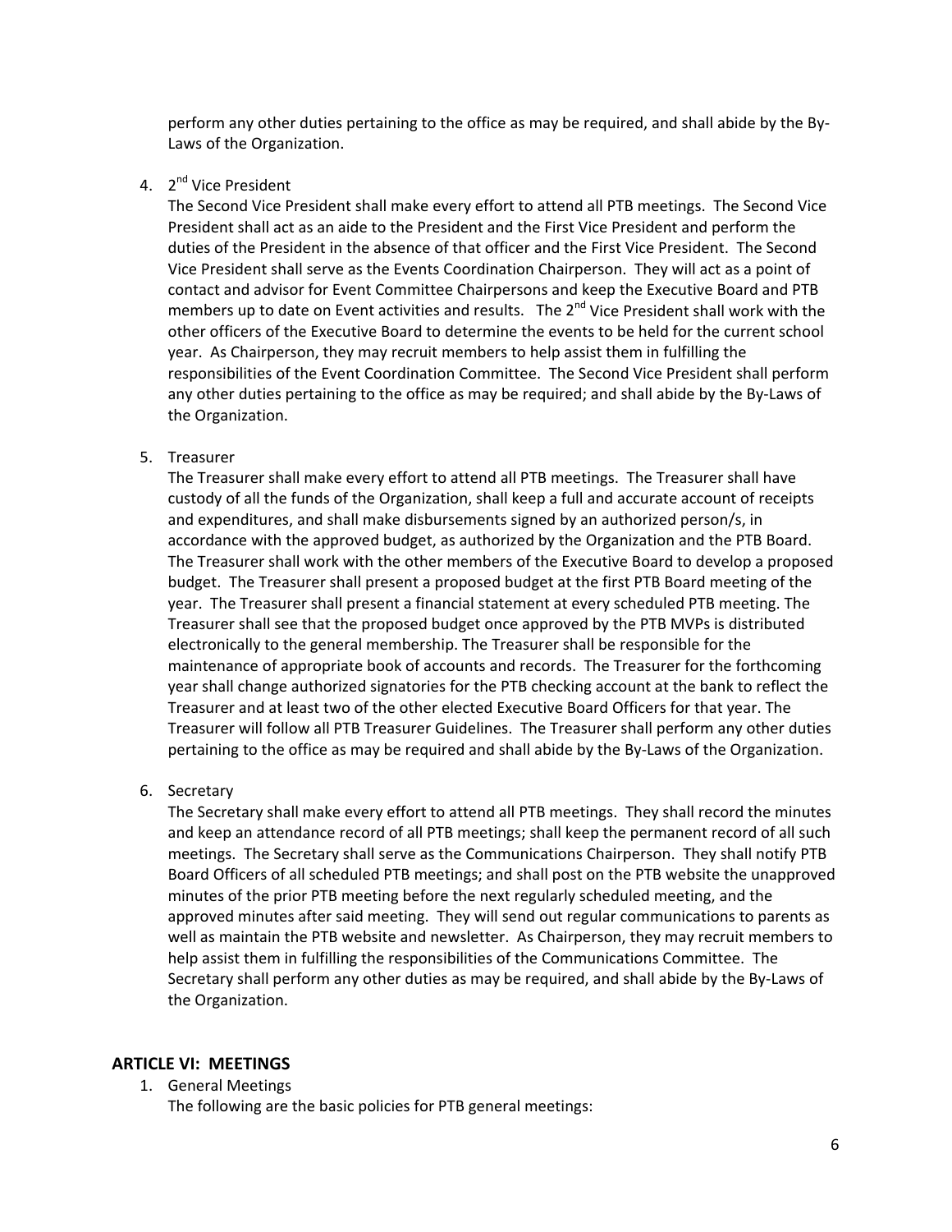perform any other duties pertaining to the office as may be required, and shall abide by the By-Laws of the Organization.

4. 2nd Vice President
   The Second Vice President shall make every effort to attend all PTB meetings. The Second Vice President shall act as an aide to the President and the First Vice President and perform the duties of the President in the absence of that officer and the First Vice President. The Second Vice President shall serve as the Events Coordination Chairperson. They will act as a point of contact and advisor for Event Committee Chairpersons and keep the Executive Board and PTB members up to date on Event activities and results. The 2nd Vice President shall work with the other officers of the Executive Board to determine the events to be held for the current school year. As Chairperson, they may recruit members to help assist them in fulfilling the responsibilities of the Event Coordination Committee. The Second Vice President shall perform any other duties pertaining to the office as may be required; and shall abide by the By-Laws of the Organization.

5. Treasurer
   The Treasurer shall make every effort to attend all PTB meetings. The Treasurer shall have custody of all the funds of the Organization, shall keep a full and accurate account of receipts and expenditures, and shall make disbursements signed by an authorized person/s, in accordance with the approved budget, as authorized by the Organization and the PTB Board. The Treasurer shall work with the other members of the Executive Board to develop a proposed budget. The Treasurer shall present a proposed budget at the first PTB Board meeting of the year. The Treasurer shall present a financial statement at every scheduled PTB meeting. The Treasurer shall see that the proposed budget once approved by the PTB MVPs is distributed electronically to the general membership. The Treasurer shall be responsible for the maintenance of appropriate book of accounts and records. The Treasurer for the forthcoming year shall change authorized signatories for the PTB checking account at the bank to reflect the Treasurer and at least two of the other elected Executive Board Officers for that year. The Treasurer will follow all PTB Treasurer Guidelines. The Treasurer shall perform any other duties pertaining to the office as may be required and shall abide by the By-Laws of the Organization.

6. Secretary
   The Secretary shall make every effort to attend all PTB meetings. They shall record the minutes and keep an attendance record of all PTB meetings; shall keep the permanent record of all such meetings. The Secretary shall serve as the Communications Chairperson. They shall notify PTB Board Officers of all scheduled PTB meetings; and shall post on the PTB website the unapproved minutes of the prior PTB meeting before the next regularly scheduled meeting, and the approved minutes after said meeting. They will send out regular communications to parents as well as maintain the PTB website and newsletter. As Chairperson, they may recruit members to help assist them in fulfilling the responsibilities of the Communications Committee. The Secretary shall perform any other duties as may be required, and shall abide by the By-Laws of the Organization.

## ARTICLE VI: MEETINGS

1. General Meetings
   The following are the basic policies for PTB general meetings: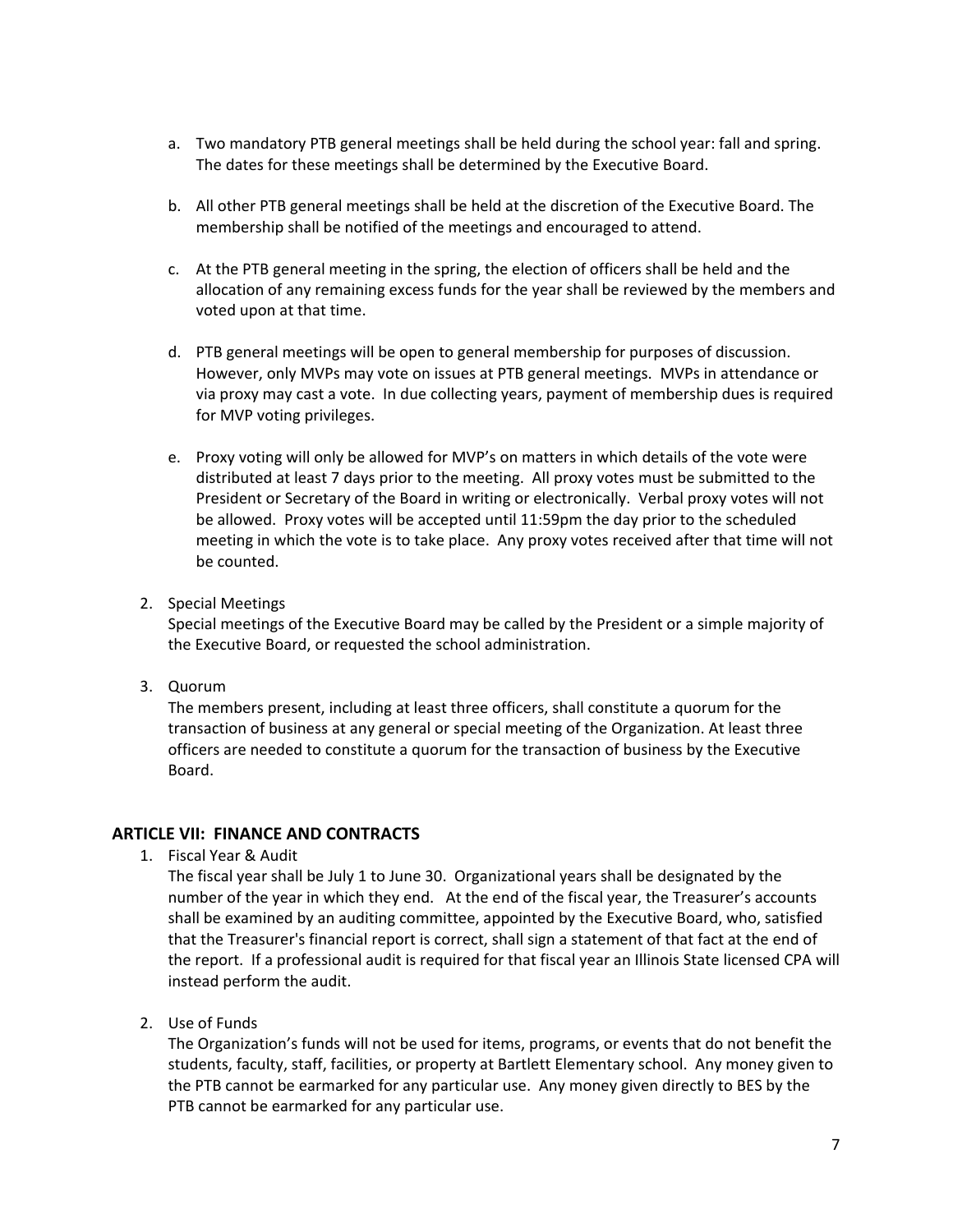a. Two mandatory PTB general meetings shall be held during the school year: fall and spring. The dates for these meetings shall be determined by the Executive Board.

b. All other PTB general meetings shall be held at the discretion of the Executive Board. The membership shall be notified of the meetings and encouraged to attend.

c. At the PTB general meeting in the spring, the election of officers shall be held and the allocation of any remaining excess funds for the year shall be reviewed by the members and voted upon at that time.

d. PTB general meetings will be open to general membership for purposes of discussion. However, only MVPs may vote on issues at PTB general meetings. MVPs in attendance or via proxy may cast a vote. In due collecting years, payment of membership dues is required for MVP voting privileges.

e. Proxy voting will only be allowed for MVP's on matters in which details of the vote were distributed at least 7 days prior to the meeting. All proxy votes must be submitted to the President or Secretary of the Board in writing or electronically. Verbal proxy votes will not be allowed. Proxy votes will be accepted until 11:59pm the day prior to the scheduled meeting in which the vote is to take place. Any proxy votes received after that time will not be counted.

2. Special Meetings
   Special meetings of the Executive Board may be called by the President or a simple majority of the Executive Board, or requested the school administration.

3. Quorum
   The members present, including at least three officers, shall constitute a quorum for the transaction of business at any general or special meeting of the Organization. At least three officers are needed to constitute a quorum for the transaction of business by the Executive Board.

## ARTICLE VII: FINANCE AND CONTRACTS

1. Fiscal Year & Audit
   The fiscal year shall be July 1 to June 30. Organizational years shall be designated by the number of the year in which they end. At the end of the fiscal year, the Treasurer's accounts shall be examined by an auditing committee, appointed by the Executive Board, who, satisfied that the Treasurer's financial report is correct, shall sign a statement of that fact at the end of the report. If a professional audit is required for that fiscal year an Illinois State licensed CPA will instead perform the audit.

2. Use of Funds
   The Organization's funds will not be used for items, programs, or events that do not benefit the students, faculty, staff, facilities, or property at Bartlett Elementary school. Any money given to the PTB cannot be earmarked for any particular use. Any money given directly to BES by the PTB cannot be earmarked for any particular use.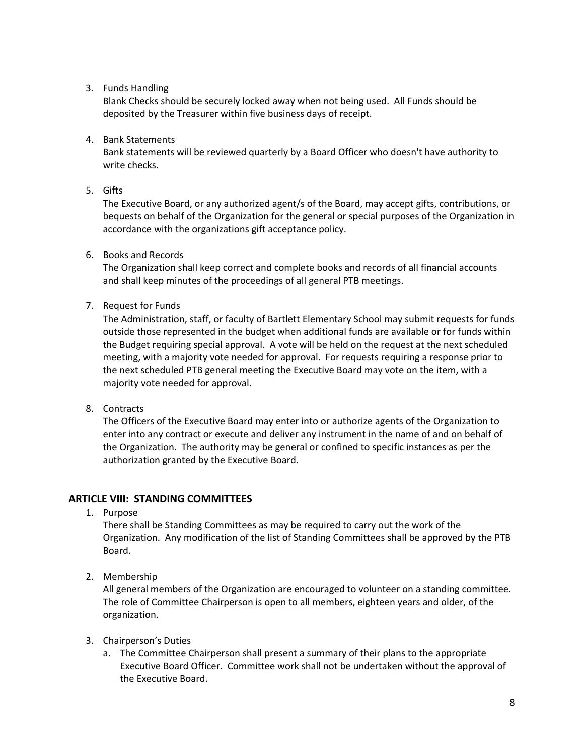3. Funds Handling
   Blank Checks should be securely locked away when not being used. All Funds should be deposited by the Treasurer within five business days of receipt.

4. Bank Statements
   Bank statements will be reviewed quarterly by a Board Officer who doesn't have authority to write checks.

5. Gifts
   The Executive Board, or any authorized agent/s of the Board, may accept gifts, contributions, or bequests on behalf of the Organization for the general or special purposes of the Organization in accordance with the organizations gift acceptance policy.

6. Books and Records
   The Organization shall keep correct and complete books and records of all financial accounts and shall keep minutes of the proceedings of all general PTB meetings.

7. Request for Funds
   The Administration, staff, or faculty of Bartlett Elementary School may submit requests for funds outside those represented in the budget when additional funds are available or for funds within the Budget requiring special approval. A vote will be held on the request at the next scheduled meeting, with a majority vote needed for approval. For requests requiring a response prior to the next scheduled PTB general meeting the Executive Board may vote on the item, with a majority vote needed for approval.

8. Contracts
   The Officers of the Executive Board may enter into or authorize agents of the Organization to enter into any contract or execute and deliver any instrument in the name of and on behalf of the Organization. The authority may be general or confined to specific instances as per the authorization granted by the Executive Board.

## ARTICLE VIII: STANDING COMMITTEES

1. Purpose
   There shall be Standing Committees as may be required to carry out the work of the Organization. Any modification of the list of Standing Committees shall be approved by the PTB Board.

2. Membership
   All general members of the Organization are encouraged to volunteer on a standing committee. The role of Committee Chairperson is open to all members, eighteen years and older, of the organization.

3. Chairperson's Duties
   a. The Committee Chairperson shall present a summary of their plans to the appropriate Executive Board Officer. Committee work shall not be undertaken without the approval of the Executive Board.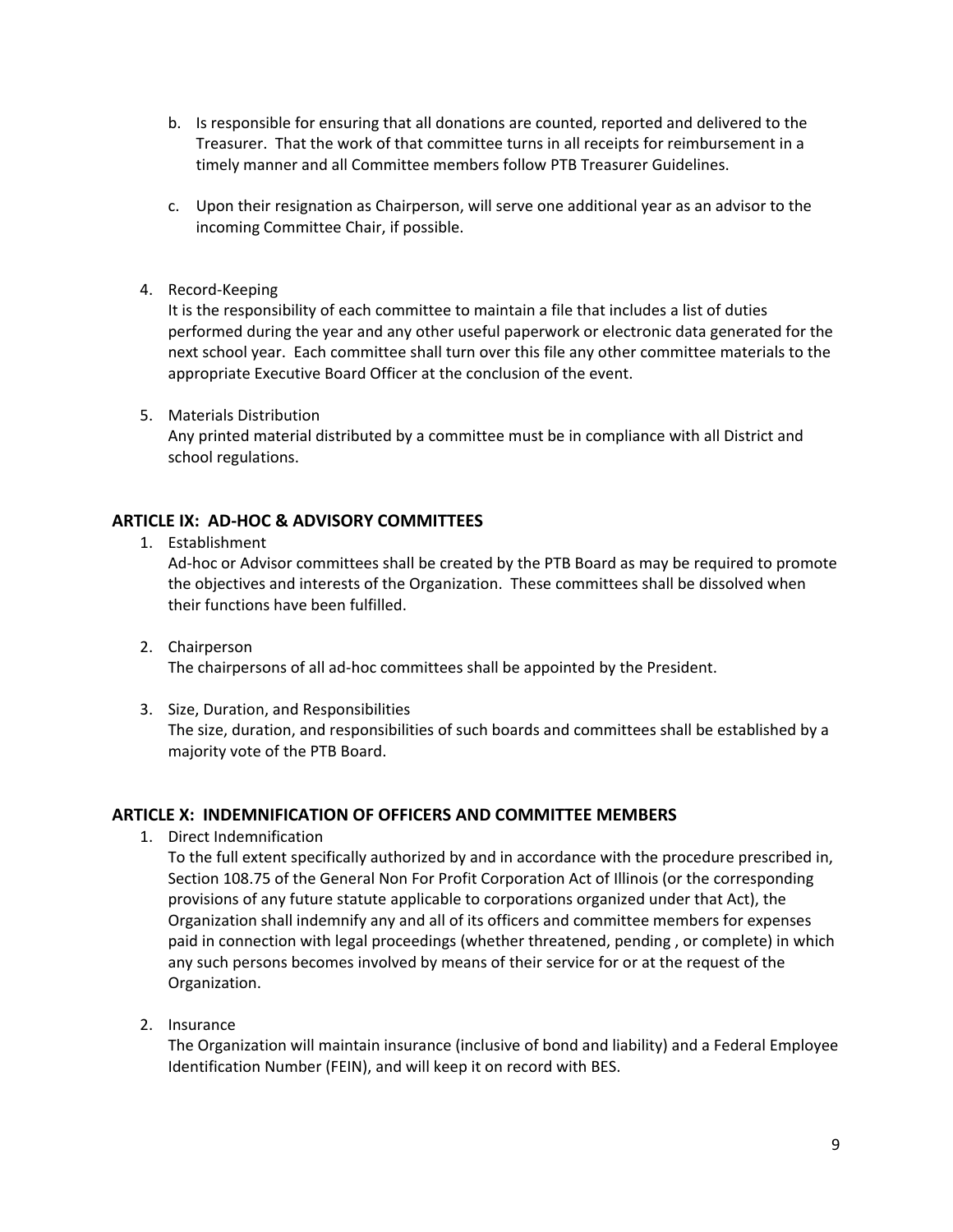b. Is responsible for ensuring that all donations are counted, reported and delivered to the Treasurer. That the work of that committee turns in all receipts for reimbursement in a timely manner and all Committee members follow PTB Treasurer Guidelines.

c. Upon their resignation as Chairperson, will serve one additional year as an advisor to the incoming Committee Chair, if possible.

4. Record-Keeping
   It is the responsibility of each committee to maintain a file that includes a list of duties performed during the year and any other useful paperwork or electronic data generated for the next school year. Each committee shall turn over this file any other committee materials to the appropriate Executive Board Officer at the conclusion of the event.

5. Materials Distribution
   Any printed material distributed by a committee must be in compliance with all District and school regulations.

## ARTICLE IX: AD-HOC & ADVISORY COMMITTEES

1. Establishment
   Ad-hoc or Advisor committees shall be created by the PTB Board as may be required to promote the objectives and interests of the Organization. These committees shall be dissolved when their functions have been fulfilled.

2. Chairperson
   The chairpersons of all ad-hoc committees shall be appointed by the President.

3. Size, Duration, and Responsibilities
   The size, duration, and responsibilities of such boards and committees shall be established by a majority vote of the PTB Board.

## ARTICLE X: INDEMNIFICATION OF OFFICERS AND COMMITTEE MEMBERS

1. Direct Indemnification
   To the full extent specifically authorized by and in accordance with the procedure prescribed in, Section 108.75 of the General Non For Profit Corporation Act of Illinois (or the corresponding provisions of any future statute applicable to corporations organized under that Act), the Organization shall indemnify any and all of its officers and committee members for expenses paid in connection with legal proceedings (whether threatened, pending , or complete) in which any such persons becomes involved by means of their service for or at the request of the Organization.

2. Insurance
   The Organization will maintain insurance (inclusive of bond and liability) and a Federal Employee Identification Number (FEIN), and will keep it on record with BES.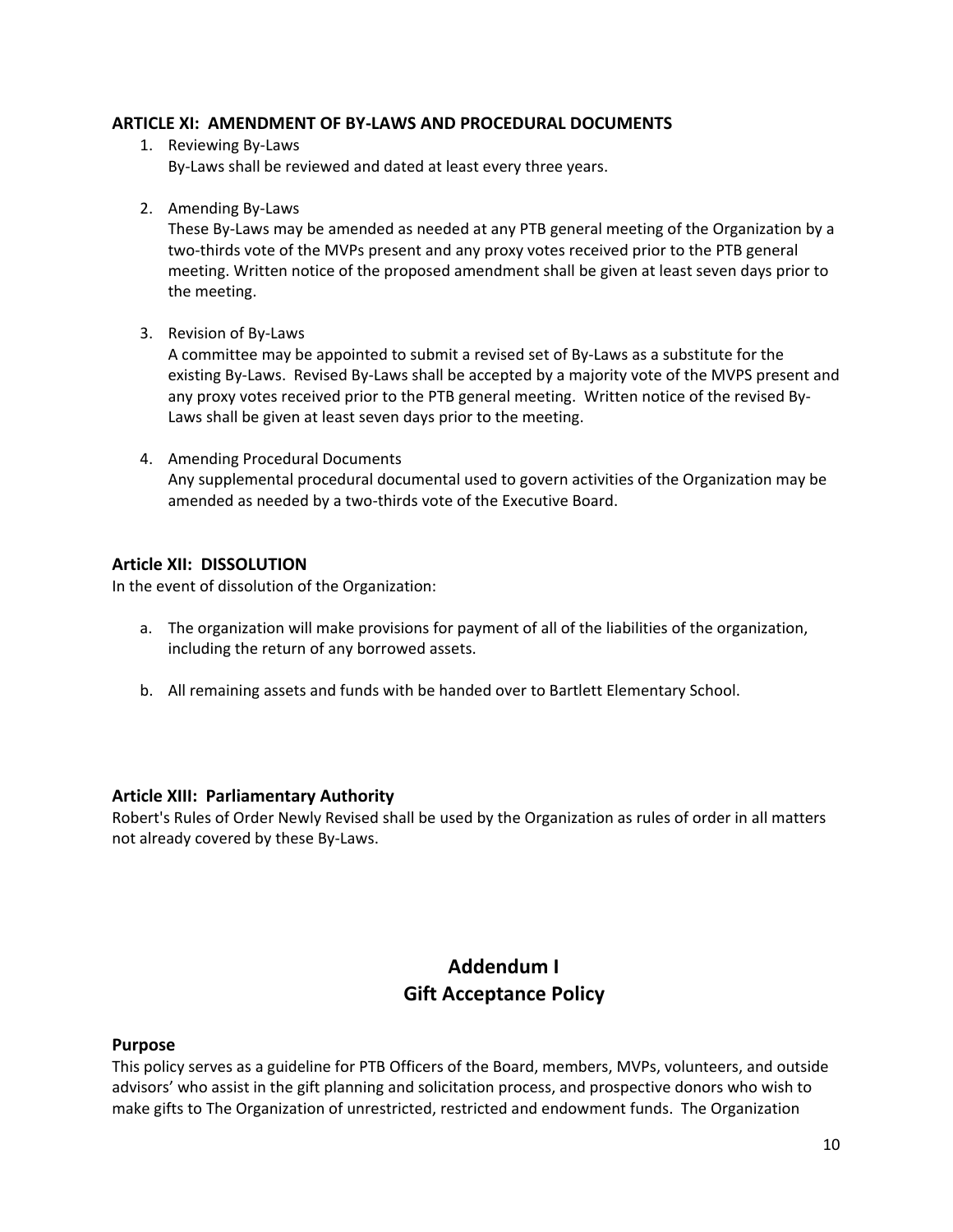### ARTICLE XI: AMENDMENT OF BY-LAWS AND PROCEDURAL DOCUMENTS

1. Reviewing By-Laws
   By-Laws shall be reviewed and dated at least every three years.

2. Amending By-Laws
   These By-Laws may be amended as needed at any PTB general meeting of the Organization by a two-thirds vote of the MVPs present and any proxy votes received prior to the PTB general meeting. Written notice of the proposed amendment shall be given at least seven days prior to the meeting.

3. Revision of By-Laws
   A committee may be appointed to submit a revised set of By-Laws as a substitute for the existing By-Laws. Revised By-Laws shall be accepted by a majority vote of the MVPS present and any proxy votes received prior to the PTB general meeting. Written notice of the revised By-Laws shall be given at least seven days prior to the meeting.

4. Amending Procedural Documents
   Any supplemental procedural documental used to govern activities of the Organization may be amended as needed by a two-thirds vote of the Executive Board.

### Article XII: DISSOLUTION

In the event of dissolution of the Organization:

a. The organization will make provisions for payment of all of the liabilities of the organization, including the return of any borrowed assets.

b. All remaining assets and funds with be handed over to Bartlett Elementary School.

### Article XIII: Parliamentary Authority

Robert's Rules of Order Newly Revised shall be used by the Organization as rules of order in all matters not already covered by these By-Laws.

## Addendum I
## Gift Acceptance Policy

### Purpose

This policy serves as a guideline for PTB Officers of the Board, members, MVPs, volunteers, and outside advisors' who assist in the gift planning and solicitation process, and prospective donors who wish to make gifts to The Organization of unrestricted, restricted and endowment funds. The Organization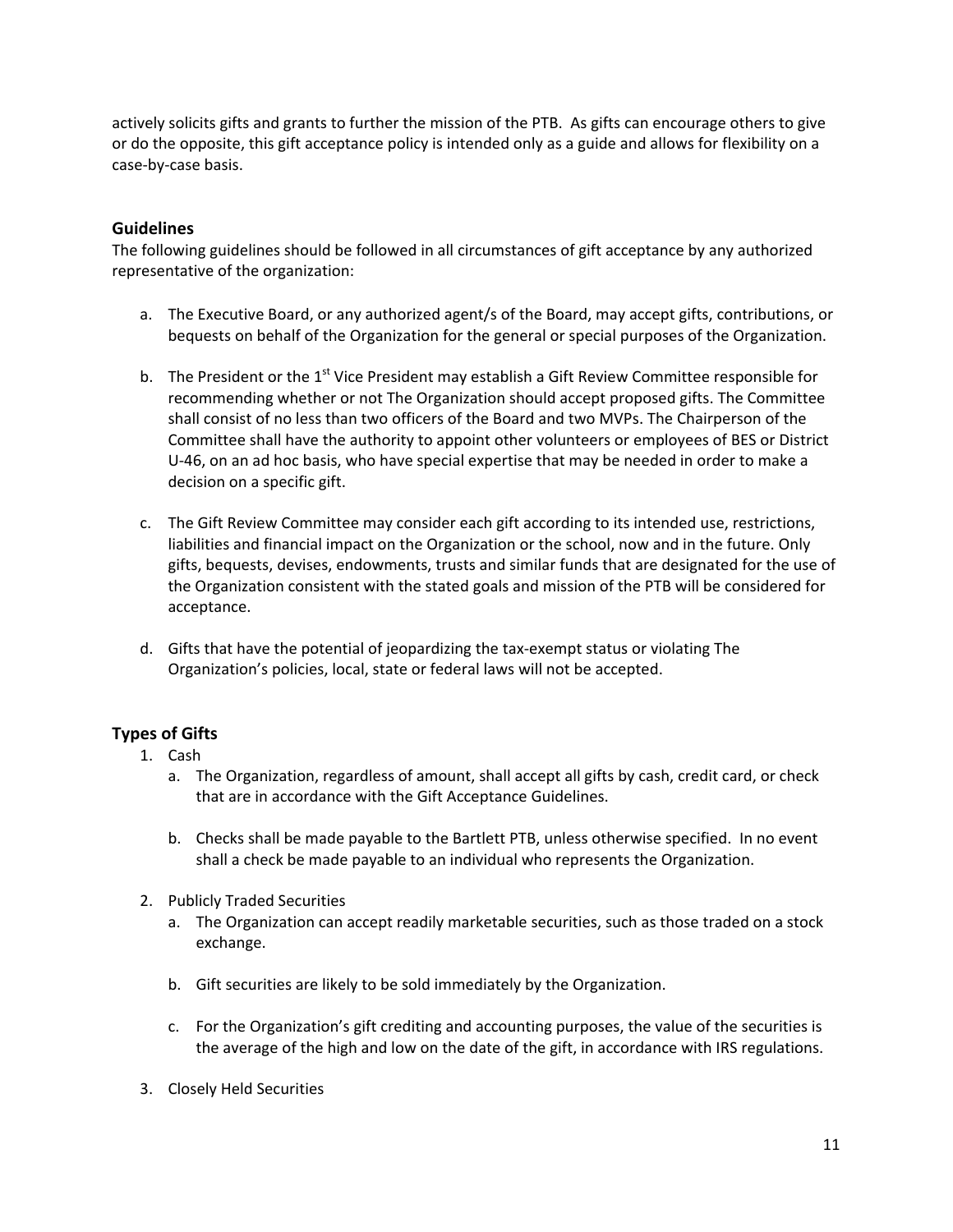actively solicits gifts and grants to further the mission of the PTB. As gifts can encourage others to give or do the opposite, this gift acceptance policy is intended only as a guide and allows for flexibility on a case-by-case basis.

## Guidelines

The following guidelines should be followed in all circumstances of gift acceptance by any authorized representative of the organization:

a. The Executive Board, or any authorized agent/s of the Board, may accept gifts, contributions, or bequests on behalf of the Organization for the general or special purposes of the Organization.

b. The President or the 1st Vice President may establish a Gift Review Committee responsible for recommending whether or not The Organization should accept proposed gifts. The Committee shall consist of no less than two officers of the Board and two MVPs. The Chairperson of the Committee shall have the authority to appoint other volunteers or employees of BES or District U-46, on an ad hoc basis, who have special expertise that may be needed in order to make a decision on a specific gift.

c. The Gift Review Committee may consider each gift according to its intended use, restrictions, liabilities and financial impact on the Organization or the school, now and in the future. Only gifts, bequests, devises, endowments, trusts and similar funds that are designated for the use of the Organization consistent with the stated goals and mission of the PTB will be considered for acceptance.

d. Gifts that have the potential of jeopardizing the tax-exempt status or violating The Organization's policies, local, state or federal laws will not be accepted.

## Types of Gifts

1. Cash
   a. The Organization, regardless of amount, shall accept all gifts by cash, credit card, or check that are in accordance with the Gift Acceptance Guidelines.

   b. Checks shall be made payable to the Bartlett PTB, unless otherwise specified. In no event shall a check be made payable to an individual who represents the Organization.

2. Publicly Traded Securities
   a. The Organization can accept readily marketable securities, such as those traded on a stock exchange.

   b. Gift securities are likely to be sold immediately by the Organization.

   c. For the Organization's gift crediting and accounting purposes, the value of the securities is the average of the high and low on the date of the gift, in accordance with IRS regulations.

3. Closely Held Securities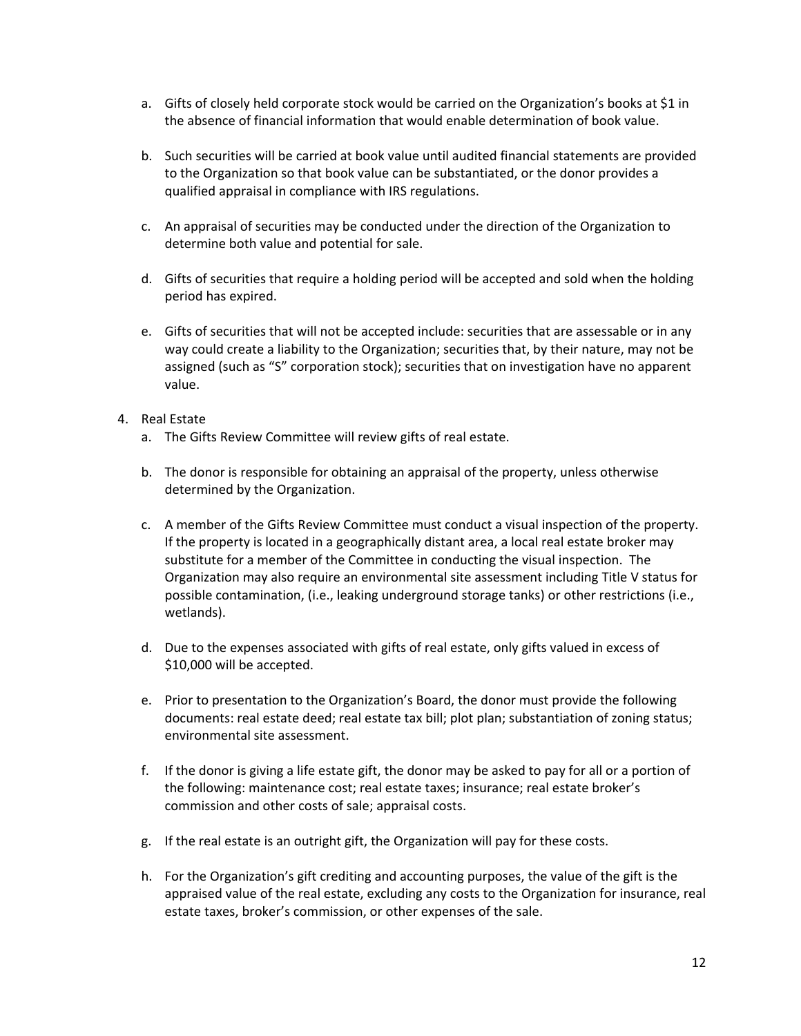a. Gifts of closely held corporate stock would be carried on the Organization's books at $1 in the absence of financial information that would enable determination of book value.

b. Such securities will be carried at book value until audited financial statements are provided to the Organization so that book value can be substantiated, or the donor provides a qualified appraisal in compliance with IRS regulations.

c. An appraisal of securities may be conducted under the direction of the Organization to determine both value and potential for sale.

d. Gifts of securities that require a holding period will be accepted and sold when the holding period has expired.

e. Gifts of securities that will not be accepted include: securities that are assessable or in any way could create a liability to the Organization; securities that, by their nature, may not be assigned (such as "S" corporation stock); securities that on investigation have no apparent value.

4. Real Estate
   a. The Gifts Review Committee will review gifts of real estate.

   b. The donor is responsible for obtaining an appraisal of the property, unless otherwise determined by the Organization.

   c. A member of the Gifts Review Committee must conduct a visual inspection of the property. If the property is located in a geographically distant area, a local real estate broker may substitute for a member of the Committee in conducting the visual inspection. The Organization may also require an environmental site assessment including Title V status for possible contamination, (i.e., leaking underground storage tanks) or other restrictions (i.e., wetlands).

   d. Due to the expenses associated with gifts of real estate, only gifts valued in excess of $10,000 will be accepted.

   e. Prior to presentation to the Organization's Board, the donor must provide the following documents: real estate deed; real estate tax bill; plot plan; substantiation of zoning status; environmental site assessment.

   f. If the donor is giving a life estate gift, the donor may be asked to pay for all or a portion of the following: maintenance cost; real estate taxes; insurance; real estate broker's commission and other costs of sale; appraisal costs.

   g. If the real estate is an outright gift, the Organization will pay for these costs.

   h. For the Organization's gift crediting and accounting purposes, the value of the gift is the appraised value of the real estate, excluding any costs to the Organization for insurance, real estate taxes, broker's commission, or other expenses of the sale.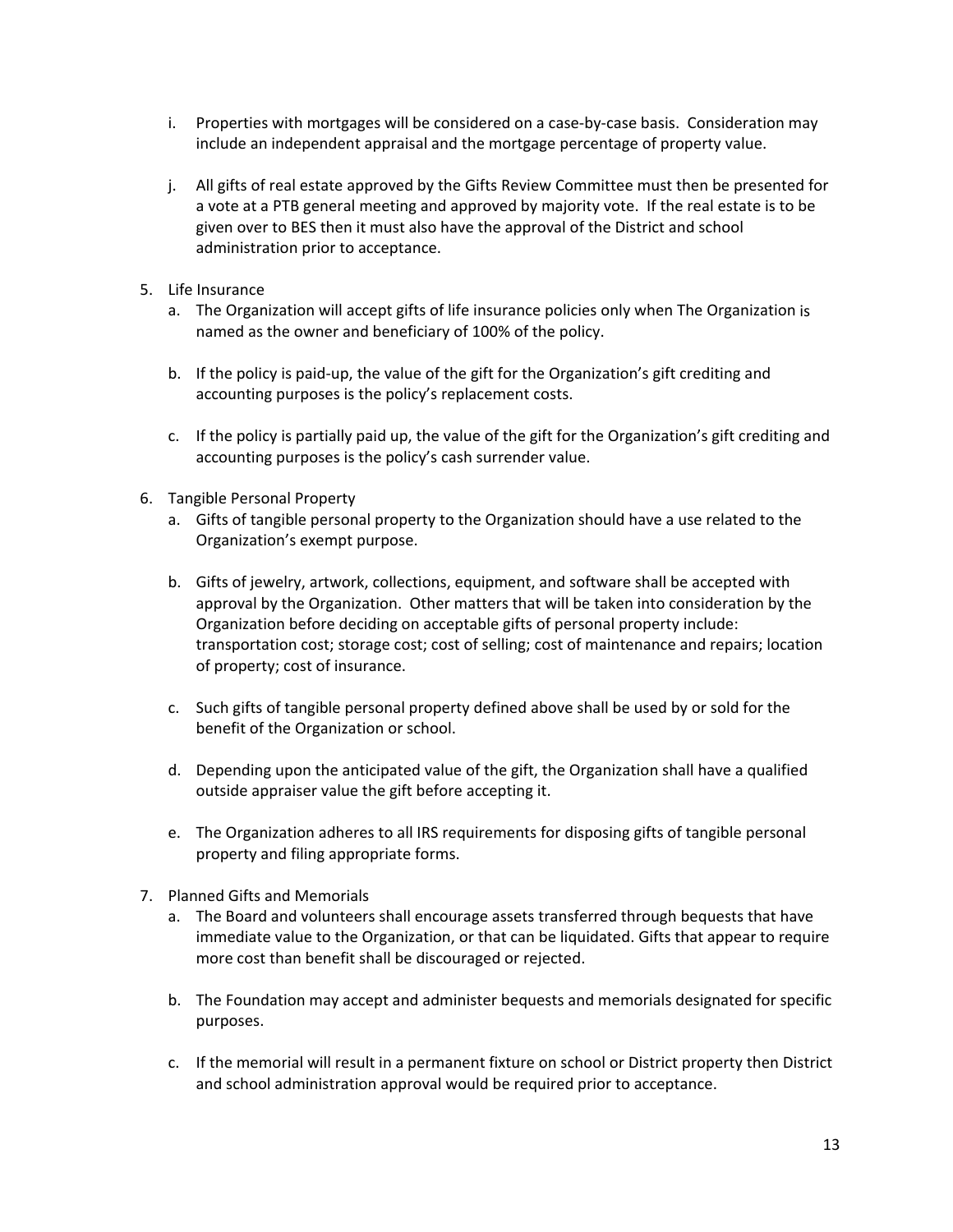i. Properties with mortgages will be considered on a case-by-case basis. Consideration may include an independent appraisal and the mortgage percentage of property value.

j. All gifts of real estate approved by the Gifts Review Committee must then be presented for a vote at a PTB general meeting and approved by majority vote. If the real estate is to be given over to BES then it must also have the approval of the District and school administration prior to acceptance.

5. Life Insurance
   a. The Organization will accept gifts of life insurance policies only when The Organization is named as the owner and beneficiary of 100% of the policy.

   b. If the policy is paid-up, the value of the gift for the Organization's gift crediting and accounting purposes is the policy's replacement costs.

   c. If the policy is partially paid up, the value of the gift for the Organization's gift crediting and accounting purposes is the policy's cash surrender value.

6. Tangible Personal Property
   a. Gifts of tangible personal property to the Organization should have a use related to the Organization's exempt purpose.

   b. Gifts of jewelry, artwork, collections, equipment, and software shall be accepted with approval by the Organization. Other matters that will be taken into consideration by the Organization before deciding on acceptable gifts of personal property include: transportation cost; storage cost; cost of selling; cost of maintenance and repairs; location of property; cost of insurance.

   c. Such gifts of tangible personal property defined above shall be used by or sold for the benefit of the Organization or school.

   d. Depending upon the anticipated value of the gift, the Organization shall have a qualified outside appraiser value the gift before accepting it.

   e. The Organization adheres to all IRS requirements for disposing gifts of tangible personal property and filing appropriate forms.

7. Planned Gifts and Memorials
   a. The Board and volunteers shall encourage assets transferred through bequests that have immediate value to the Organization, or that can be liquidated. Gifts that appear to require more cost than benefit shall be discouraged or rejected.

   b. The Foundation may accept and administer bequests and memorials designated for specific purposes.

   c. If the memorial will result in a permanent fixture on school or District property then District and school administration approval would be required prior to acceptance.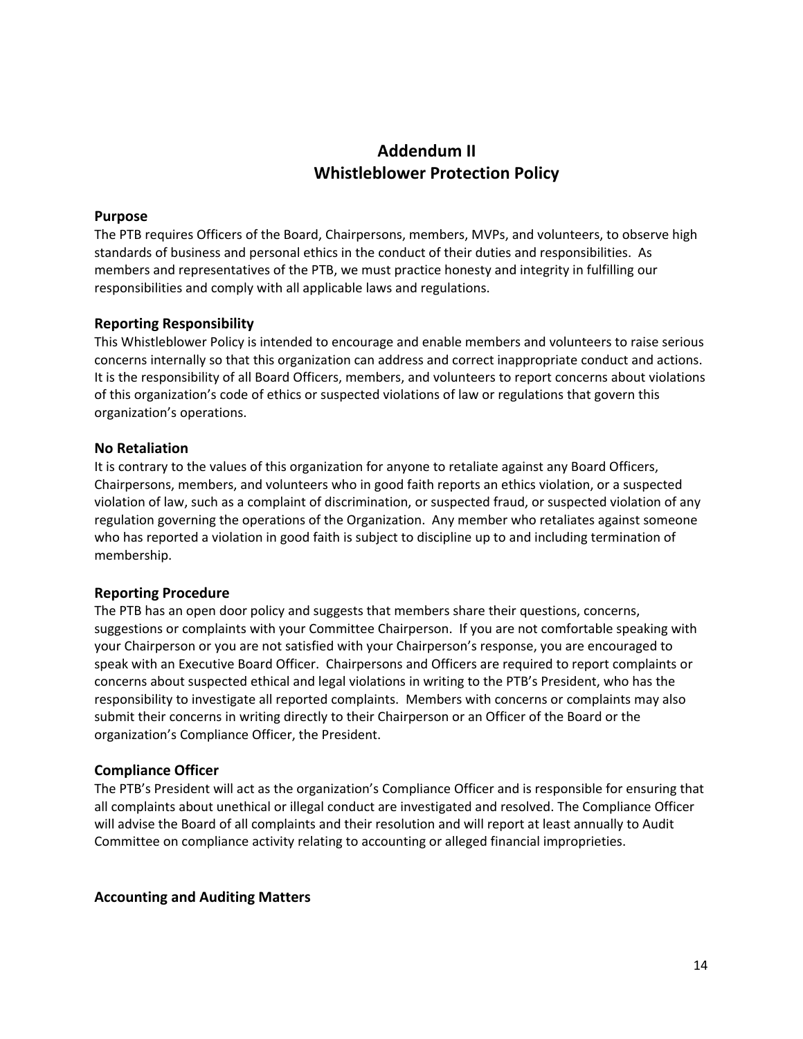## Addendum II
## Whistleblower Protection Policy

### Purpose

The PTB requires Officers of the Board, Chairpersons, members, MVPs, and volunteers, to observe high standards of business and personal ethics in the conduct of their duties and responsibilities. As members and representatives of the PTB, we must practice honesty and integrity in fulfilling our responsibilities and comply with all applicable laws and regulations.

### Reporting Responsibility

This Whistleblower Policy is intended to encourage and enable members and volunteers to raise serious concerns internally so that this organization can address and correct inappropriate conduct and actions. It is the responsibility of all Board Officers, members, and volunteers to report concerns about violations of this organization's code of ethics or suspected violations of law or regulations that govern this organization's operations.

### No Retaliation

It is contrary to the values of this organization for anyone to retaliate against any Board Officers, Chairpersons, members, and volunteers who in good faith reports an ethics violation, or a suspected violation of law, such as a complaint of discrimination, or suspected fraud, or suspected violation of any regulation governing the operations of the Organization. Any member who retaliates against someone who has reported a violation in good faith is subject to discipline up to and including termination of membership.

### Reporting Procedure

The PTB has an open door policy and suggests that members share their questions, concerns, suggestions or complaints with your Committee Chairperson. If you are not comfortable speaking with your Chairperson or you are not satisfied with your Chairperson's response, you are encouraged to speak with an Executive Board Officer. Chairpersons and Officers are required to report complaints or concerns about suspected ethical and legal violations in writing to the PTB's President, who has the responsibility to investigate all reported complaints. Members with concerns or complaints may also submit their concerns in writing directly to their Chairperson or an Officer of the Board or the organization's Compliance Officer, the President.

### Compliance Officer

The PTB's President will act as the organization's Compliance Officer and is responsible for ensuring that all complaints about unethical or illegal conduct are investigated and resolved. The Compliance Officer will advise the Board of all complaints and their resolution and will report at least annually to Audit Committee on compliance activity relating to accounting or alleged financial improprieties.

### Accounting and Auditing Matters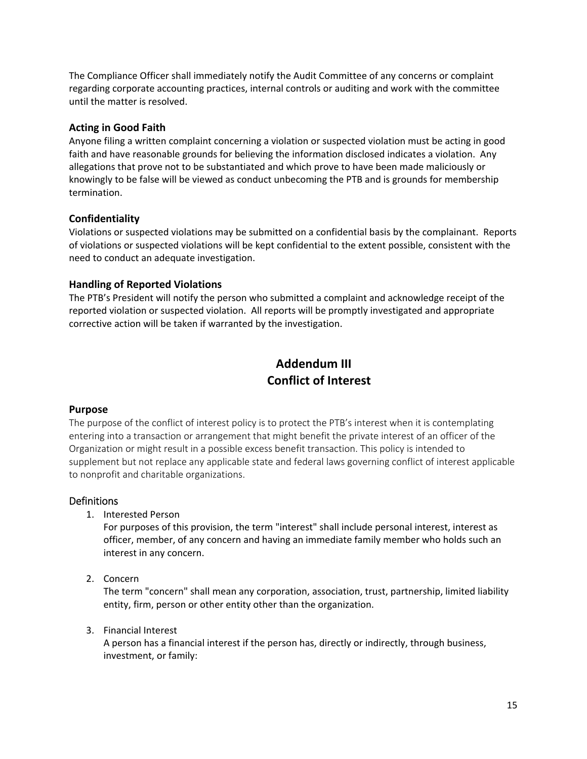The Compliance Officer shall immediately notify the Audit Committee of any concerns or complaint regarding corporate accounting practices, internal controls or auditing and work with the committee until the matter is resolved.

### Acting in Good Faith

Anyone filing a written complaint concerning a violation or suspected violation must be acting in good faith and have reasonable grounds for believing the information disclosed indicates a violation. Any allegations that prove not to be substantiated and which prove to have been made maliciously or knowingly to be false will be viewed as conduct unbecoming the PTB and is grounds for membership termination.

### Confidentiality

Violations or suspected violations may be submitted on a confidential basis by the complainant. Reports of violations or suspected violations will be kept confidential to the extent possible, consistent with the need to conduct an adequate investigation.

### Handling of Reported Violations

The PTB's President will notify the person who submitted a complaint and acknowledge receipt of the reported violation or suspected violation. All reports will be promptly investigated and appropriate corrective action will be taken if warranted by the investigation.

## Addendum III
## Conflict of Interest

### Purpose

The purpose of the conflict of interest policy is to protect the PTB's interest when it is contemplating entering into a transaction or arrangement that might benefit the private interest of an officer of the Organization or might result in a possible excess benefit transaction. This policy is intended to supplement but not replace any applicable state and federal laws governing conflict of interest applicable to nonprofit and charitable organizations.

### Definitions

1. Interested Person
   For purposes of this provision, the term "interest" shall include personal interest, interest as officer, member, of any concern and having an immediate family member who holds such an interest in any concern.

2. Concern
   The term "concern" shall mean any corporation, association, trust, partnership, limited liability entity, firm, person or other entity other than the organization.

3. Financial Interest
   A person has a financial interest if the person has, directly or indirectly, through business, investment, or family: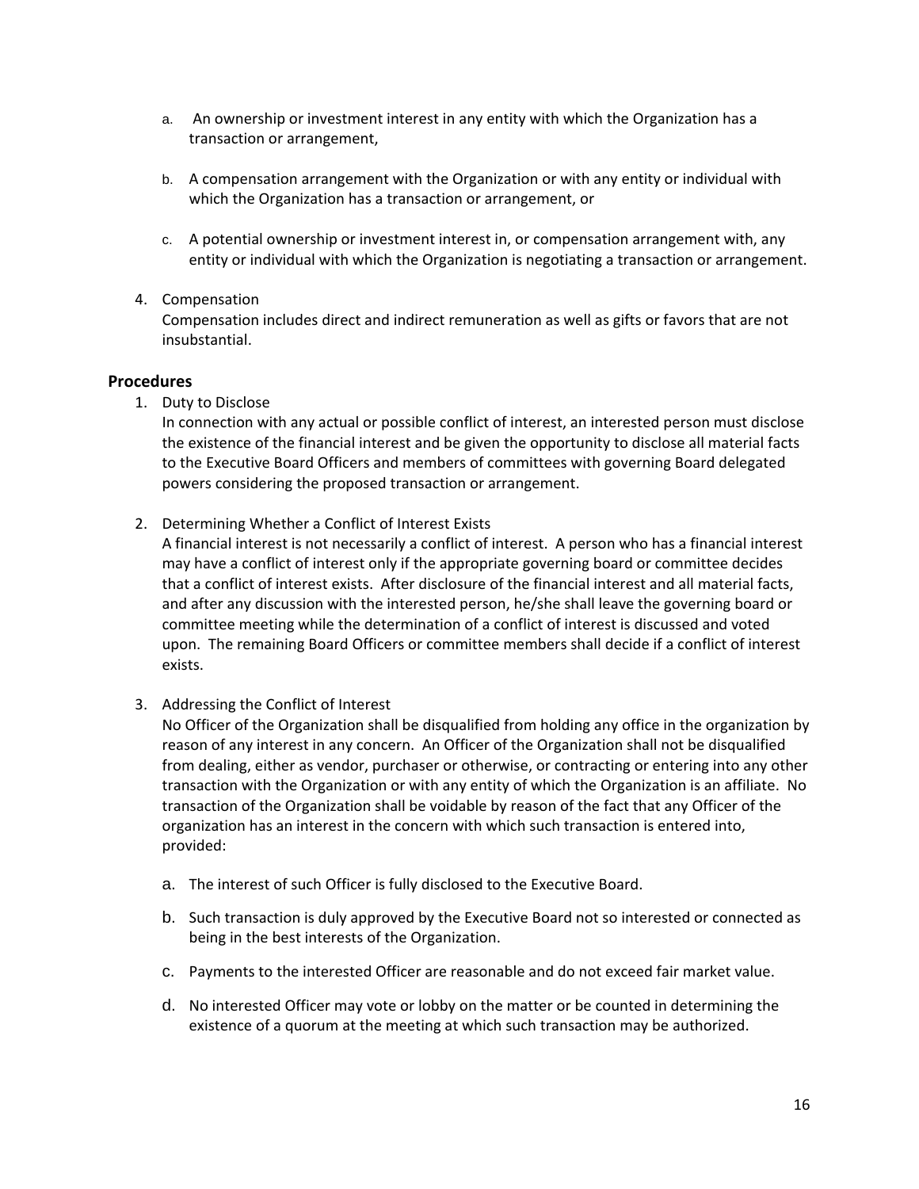a. An ownership or investment interest in any entity with which the Organization has a transaction or arrangement,

b. A compensation arrangement with the Organization or with any entity or individual with which the Organization has a transaction or arrangement, or

c. A potential ownership or investment interest in, or compensation arrangement with, any entity or individual with which the Organization is negotiating a transaction or arrangement.

4. Compensation
   Compensation includes direct and indirect remuneration as well as gifts or favors that are not insubstantial.

## Procedures

1. Duty to Disclose
   In connection with any actual or possible conflict of interest, an interested person must disclose the existence of the financial interest and be given the opportunity to disclose all material facts to the Executive Board Officers and members of committees with governing Board delegated powers considering the proposed transaction or arrangement.

2. Determining Whether a Conflict of Interest Exists
   A financial interest is not necessarily a conflict of interest. A person who has a financial interest may have a conflict of interest only if the appropriate governing board or committee decides that a conflict of interest exists. After disclosure of the financial interest and all material facts, and after any discussion with the interested person, he/she shall leave the governing board or committee meeting while the determination of a conflict of interest is discussed and voted upon. The remaining Board Officers or committee members shall decide if a conflict of interest exists.

3. Addressing the Conflict of Interest
   No Officer of the Organization shall be disqualified from holding any office in the organization by reason of any interest in any concern. An Officer of the Organization shall not be disqualified from dealing, either as vendor, purchaser or otherwise, or contracting or entering into any other transaction with the Organization or with any entity of which the Organization is an affiliate. No transaction of the Organization shall be voidable by reason of the fact that any Officer of the organization has an interest in the concern with which such transaction is entered into, provided:

   a. The interest of such Officer is fully disclosed to the Executive Board.

   b. Such transaction is duly approved by the Executive Board not so interested or connected as being in the best interests of the Organization.

   c. Payments to the interested Officer are reasonable and do not exceed fair market value.

   d. No interested Officer may vote or lobby on the matter or be counted in determining the existence of a quorum at the meeting at which such transaction may be authorized.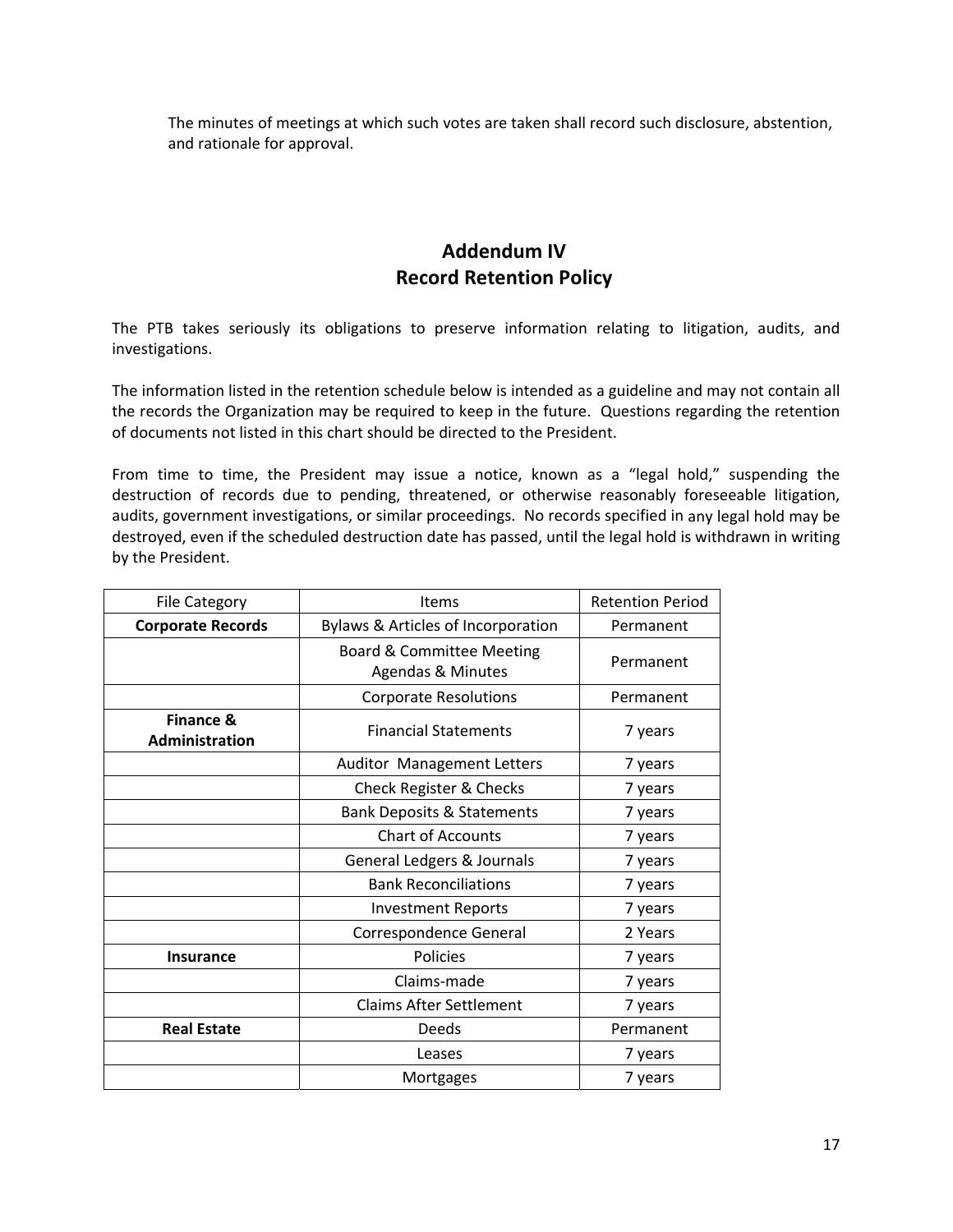The minutes of meetings at which such votes are taken shall record such disclosure, abstention, and rationale for approval.

## Addendum IV
## Record Retention Policy

The PTB takes seriously its obligations to preserve information relating to litigation, audits, and investigations.

The information listed in the retention schedule below is intended as a guideline and may not contain all the records the Organization may be required to keep in the future. Questions regarding the retention of documents not listed in this chart should be directed to the President.

From time to time, the President may issue a notice, known as a "legal hold," suspending the destruction of records due to pending, threatened, or otherwise reasonably foreseeable litigation, audits, government investigations, or similar proceedings. No records specified in any legal hold may be destroyed, even if the scheduled destruction date has passed, until the legal hold is withdrawn in writing by the President.

| File Category | Items | Retention Period |
|---|---|---|
| **Corporate Records** | Bylaws & Articles of Incorporation | Permanent |
| | Board & Committee Meeting Agendas & Minutes | Permanent |
| | Corporate Resolutions | Permanent |
| **Finance & Administration** | Financial Statements | 7 years |
| | Auditor Management Letters | 7 years |
| | Check Register & Checks | 7 years |
| | Bank Deposits & Statements | 7 years |
| | Chart of Accounts | 7 years |
| | General Ledgers & Journals | 7 years |
| | Bank Reconciliations | 7 years |
| | Investment Reports | 7 years |
| | Correspondence General | 2 Years |
| **Insurance** | Policies | 7 years |
| | Claims-made | 7 years |
| | Claims After Settlement | 7 years |
| **Real Estate** | Deeds | Permanent |
| | Leases | 7 years |
| | Mortgages | 7 years |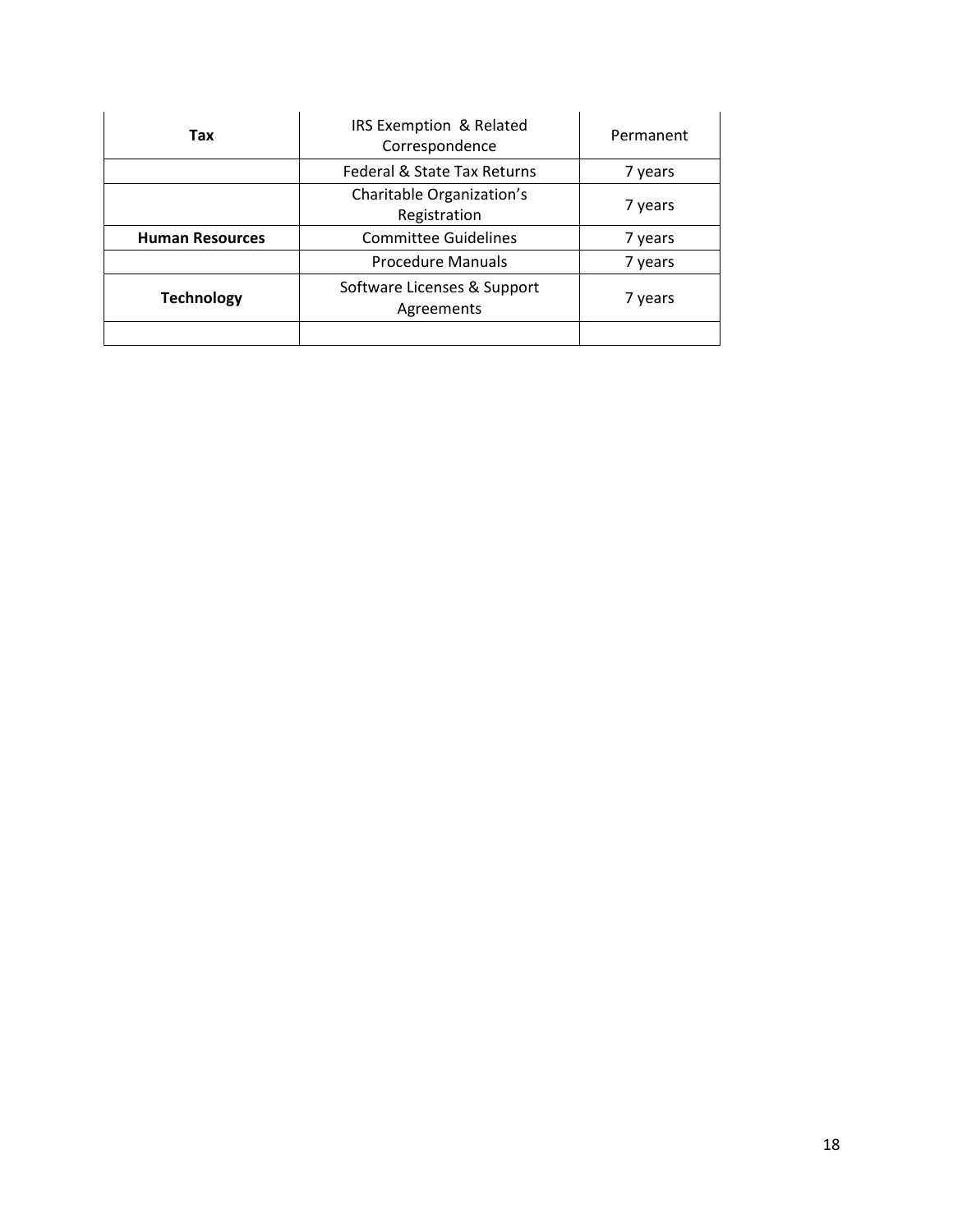| | | |
|---|---|---|
| **Tax** | IRS Exemption & Related Correspondence | Permanent |
| | Federal & State Tax Returns | 7 years |
| | Charitable Organization's Registration | 7 years |
| **Human Resources** | Committee Guidelines | 7 years |
| | Procedure Manuals | 7 years |
| **Technology** | Software Licenses & Support Agreements | 7 years |
| | | |